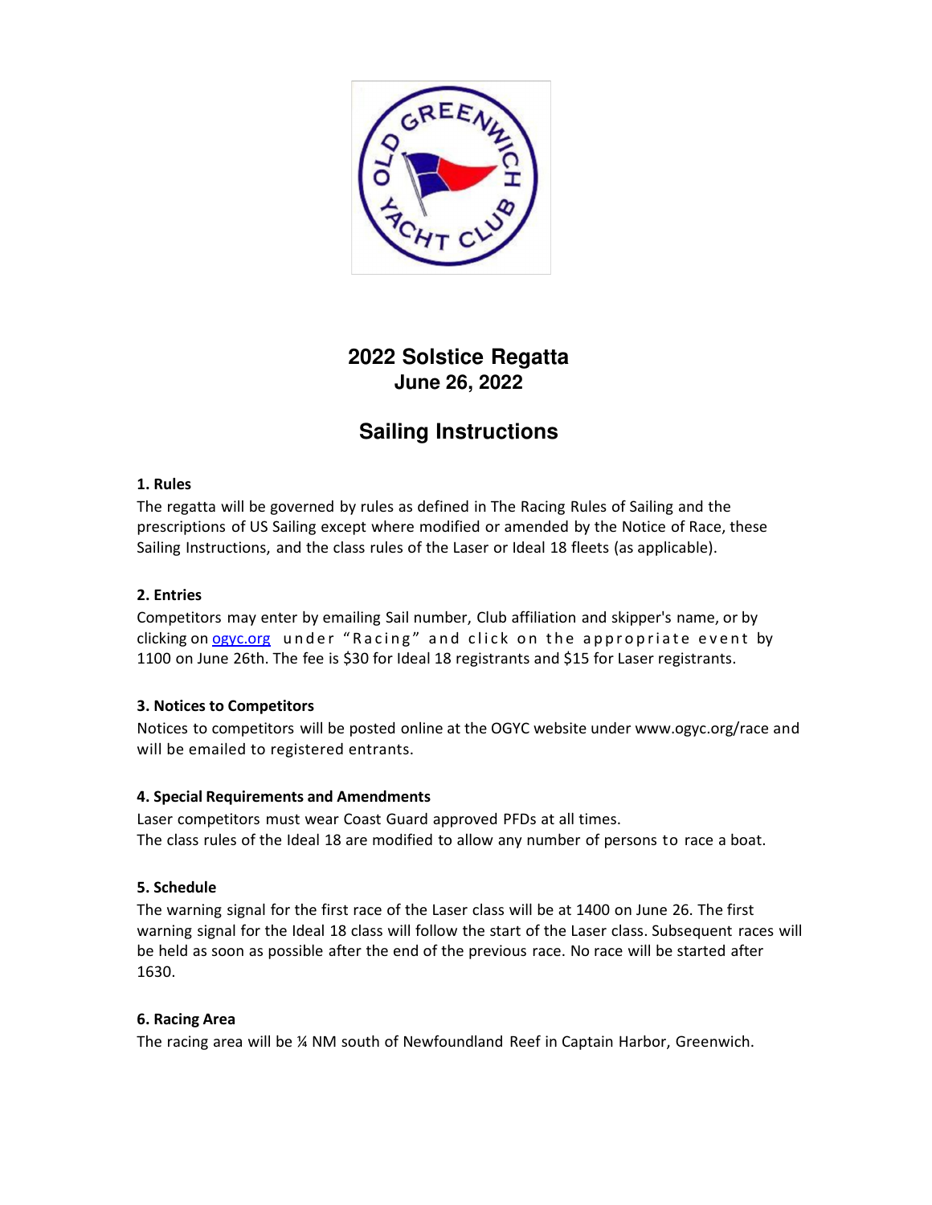# 2022 Solstice Regatta
## June 26, 2022

## Sailing Instructions

**1. Rules**

The regatta will be governed by rules as defined in The Racing Rules of Sailing and the prescriptions of US Sailing except where modified or amended by the Notice of Race, these Sailing Instructions, and the class rules of the Laser or Ideal 18 fleets (as applicable).

**2. Entries**

Competitors may enter by emailing Sail number, Club affiliation and skipper's name, or by clicking on ogyc.org under "Racing" and click on the appropriate event by 1100 on June 26th. The fee is $30 for Ideal 18 registrants and $15 for Laser registrants.

**3. Notices to Competitors**

Notices to competitors will be posted online at the OGYC website under www.ogyc.org/race and will be emailed to registered entrants.

**4. Special Requirements and Amendments**

Laser competitors must wear Coast Guard approved PFDs at all times.
The class rules of the Ideal 18 are modified to allow any number of persons to race a boat.

**5. Schedule**

The warning signal for the first race of the Laser class will be at 1400 on June 26. The first warning signal for the Ideal 18 class will follow the start of the Laser class. Subsequent races will be held as soon as possible after the end of the previous race. No race will be started after 1630.

**6. Racing Area**

The racing area will be ¼ NM south of Newfoundland Reef in Captain Harbor, Greenwich.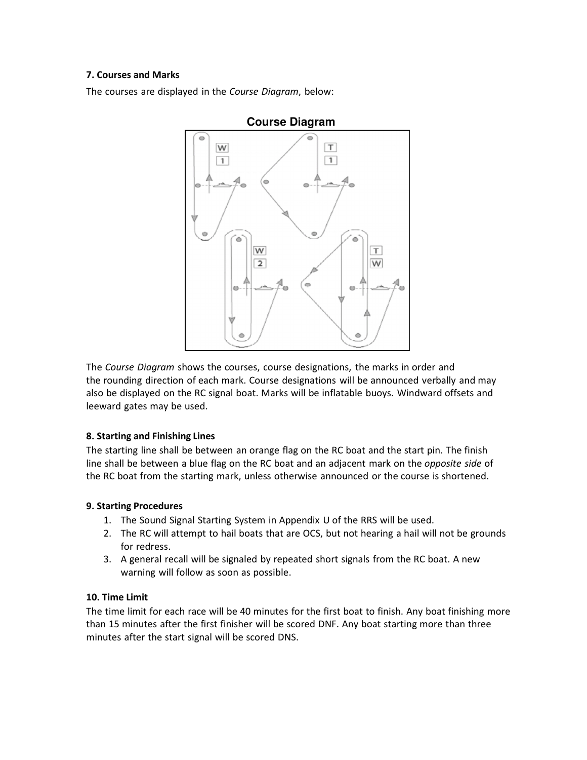**7. Courses and Marks**

The courses are displayed in the *Course Diagram*, below:

**Course Diagram**

W 1

T 1

W 2

T W

The *Course Diagram* shows the courses, course designations, the marks in order and the rounding direction of each mark. Course designations will be announced verbally and may also be displayed on the RC signal boat. Marks will be inflatable buoys. Windward offsets and leeward gates may be used.

**8. Starting and Finishing Lines**

The starting line shall be between an orange flag on the RC boat and the start pin. The finish line shall be between a blue flag on the RC boat and an adjacent mark on the *opposite side* of the RC boat from the starting mark, unless otherwise announced or the course is shortened.

**9. Starting Procedures**

1. The Sound Signal Starting System in Appendix U of the RRS will be used.
2. The RC will attempt to hail boats that are OCS, but not hearing a hail will not be grounds for redress.
3. A general recall will be signaled by repeated short signals from the RC boat. A new warning will follow as soon as possible.

**10. Time Limit**

The time limit for each race will be 40 minutes for the first boat to finish. Any boat finishing more than 15 minutes after the first finisher will be scored DNF. Any boat starting more than three minutes after the start signal will be scored DNS.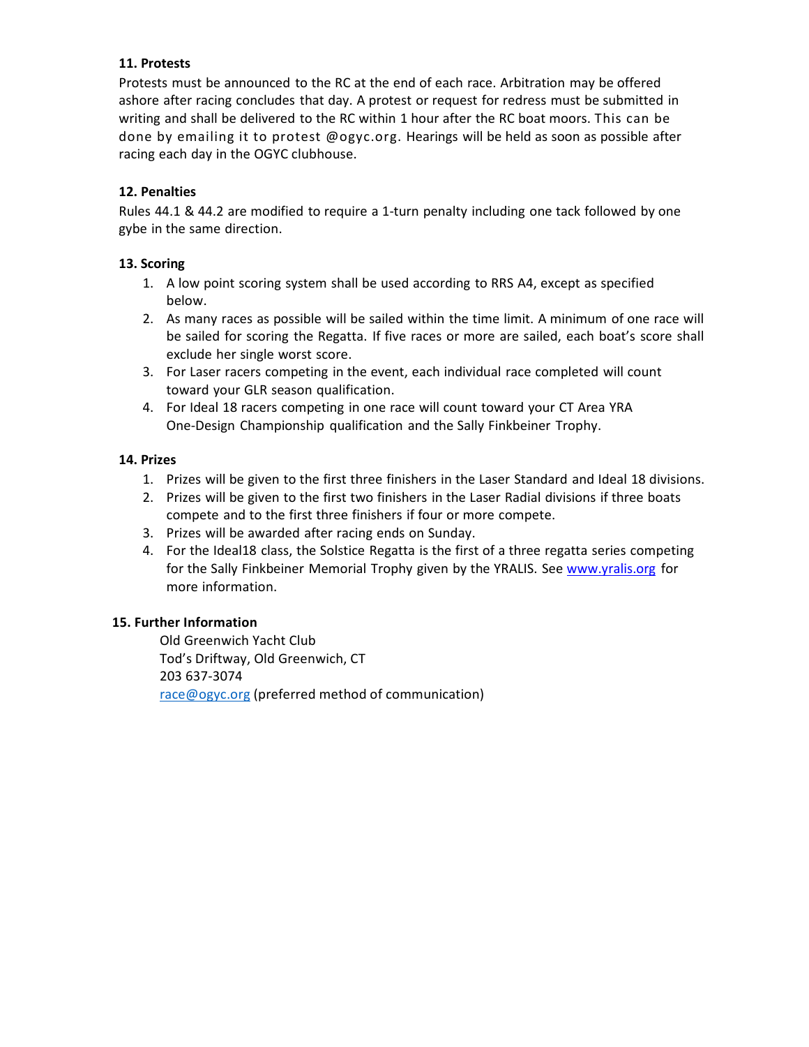**11. Protests**

Protests must be announced to the RC at the end of each race. Arbitration may be offered ashore after racing concludes that day. A protest or request for redress must be submitted in writing and shall be delivered to the RC within 1 hour after the RC boat moors. This can be done by emailing it to protest @ogyc.org. Hearings will be held as soon as possible after racing each day in the OGYC clubhouse.

**12. Penalties**

Rules 44.1 & 44.2 are modified to require a 1-turn penalty including one tack followed by one gybe in the same direction.

**13. Scoring**

1. A low point scoring system shall be used according to RRS A4, except as specified below.
2. As many races as possible will be sailed within the time limit. A minimum of one race will be sailed for scoring the Regatta. If five races or more are sailed, each boat's score shall exclude her single worst score.
3. For Laser racers competing in the event, each individual race completed will count toward your GLR season qualification.
4. For Ideal 18 racers competing in one race will count toward your CT Area YRA One-Design Championship qualification and the Sally Finkbeiner Trophy.

**14. Prizes**

1. Prizes will be given to the first three finishers in the Laser Standard and Ideal 18 divisions.
2. Prizes will be given to the first two finishers in the Laser Radial divisions if three boats compete and to the first three finishers if four or more compete.
3. Prizes will be awarded after racing ends on Sunday.
4. For the Ideal18 class, the Solstice Regatta is the first of a three regatta series competing for the Sally Finkbeiner Memorial Trophy given by the YRALIS. See www.yralis.org for more information.

**15. Further Information**

Old Greenwich Yacht Club
Tod's Driftway, Old Greenwich, CT
203 637-3074
race@ogyc.org (preferred method of communication)